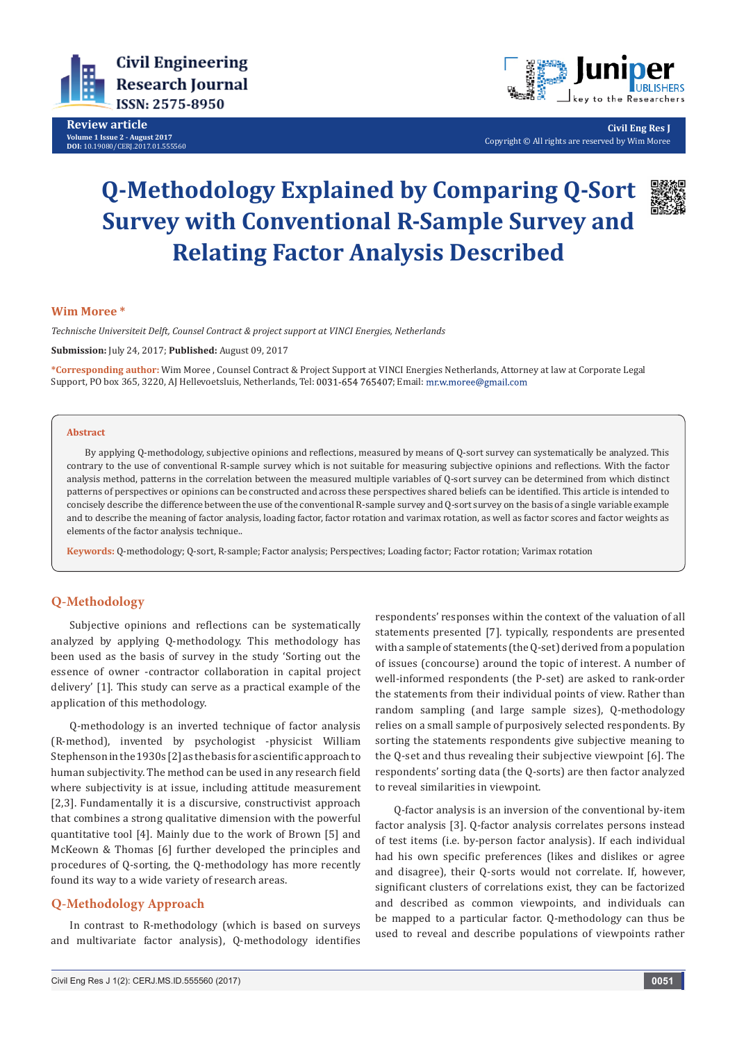# Q-Methodology Explained by Comparing Q-Sort Survey with Conventional R-Sample Survey and Relating Factor Analysis Described

**Wim Moree ***

*Technische Universiteit Delft, Counsel Contract & project support at VINCI Energies, Netherlands*

**Submission:** July 24, 2017; **Published:** August 09, 2017

***Corresponding author:** Wim Moree , Counsel Contract & Project Support at VINCI Energies Netherlands, Attorney at law at Corporate Legal Support, PO box 365, 3220, AJ Hellevoetsluis, Netherlands, Tel: 0031-654 765407; Email: mr.w.moree@gmail.com

### Abstract

By applying Q-methodology, subjective opinions and reflections, measured by means of Q-sort survey can systematically be analyzed. This contrary to the use of conventional R-sample survey which is not suitable for measuring subjective opinions and reflections. With the factor analysis method, patterns in the correlation between the measured multiple variables of Q-sort survey can be determined from which distinct patterns of perspectives or opinions can be constructed and across these perspectives shared beliefs can be identified. This article is intended to concisely describe the difference between the use of the conventional R-sample survey and Q-sort survey on the basis of a single variable example and to describe the meaning of factor analysis, loading factor, factor rotation and varimax rotation, as well as factor scores and factor weights as elements of the factor analysis technique..

**Keywords:** Q-methodology; Q-sort, R-sample; Factor analysis; Perspectives; Loading factor; Factor rotation; Varimax rotation

## Q-Methodology

Subjective opinions and reflections can be systematically analyzed by applying Q-methodology. This methodology has been used as the basis of survey in the study 'Sorting out the essence of owner -contractor collaboration in capital project delivery' [1]. This study can serve as a practical example of the application of this methodology.

Q-methodology is an inverted technique of factor analysis (R-method), invented by psychologist -physicist William Stephenson in the 1930s [2] as the basis for a scientific approach to human subjectivity. The method can be used in any research field where subjectivity is at issue, including attitude measurement [2,3]. Fundamentally it is a discursive, constructivist approach that combines a strong qualitative dimension with the powerful quantitative tool [4]. Mainly due to the work of Brown [5] and McKeown & Thomas [6] further developed the principles and procedures of Q-sorting, the Q-methodology has more recently found its way to a wide variety of research areas.

## Q-Methodology Approach

In contrast to R-methodology (which is based on surveys and multivariate factor analysis), Q-methodology identifies respondents' responses within the context of the valuation of all statements presented [7]. typically, respondents are presented with a sample of statements (the Q-set) derived from a population of issues (concourse) around the topic of interest. A number of well-informed respondents (the P-set) are asked to rank-order the statements from their individual points of view. Rather than random sampling (and large sample sizes), Q-methodology relies on a small sample of purposively selected respondents. By sorting the statements respondents give subjective meaning to the Q-set and thus revealing their subjective viewpoint [6]. The respondents' sorting data (the Q-sorts) are then factor analyzed to reveal similarities in viewpoint.

Q-factor analysis is an inversion of the conventional by-item factor analysis [3]. Q-factor analysis correlates persons instead of test items (i.e. by-person factor analysis). If each individual had his own specific preferences (likes and dislikes or agree and disagree), their Q-sorts would not correlate. If, however, significant clusters of correlations exist, they can be factorized and described as common viewpoints, and individuals can be mapped to a particular factor. Q-methodology can thus be used to reveal and describe populations of viewpoints rather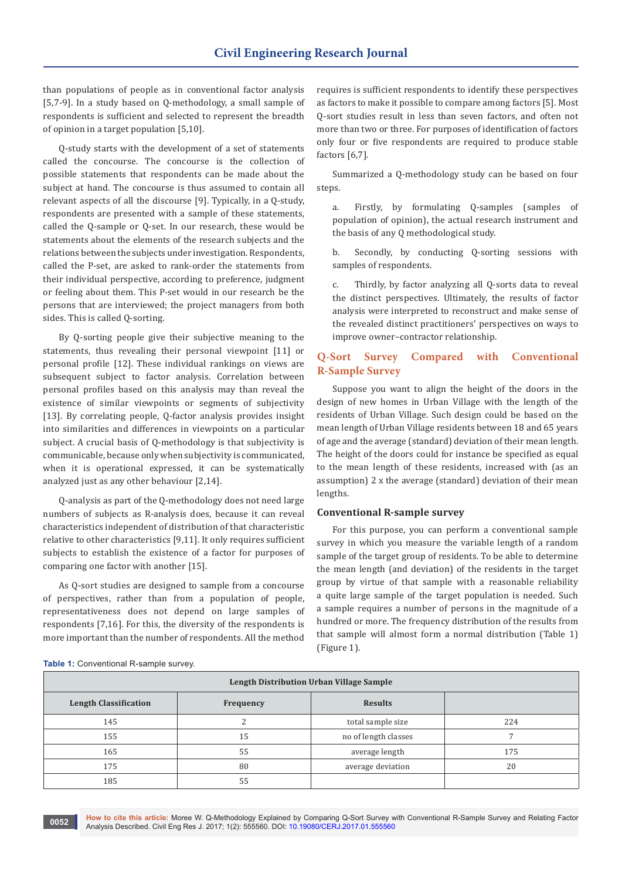than populations of people as in conventional factor analysis [5,7-9]. In a study based on Q-methodology, a small sample of respondents is sufficient and selected to represent the breadth of opinion in a target population [5,10].

Q-study starts with the development of a set of statements called the concourse. The concourse is the collection of possible statements that respondents can be made about the subject at hand. The concourse is thus assumed to contain all relevant aspects of all the discourse [9]. Typically, in a Q-study, respondents are presented with a sample of these statements, called the Q-sample or Q-set. In our research, these would be statements about the elements of the research subjects and the relations between the subjects under investigation. Respondents, called the P-set, are asked to rank-order the statements from their individual perspective, according to preference, judgment or feeling about them. This P-set would in our research be the persons that are interviewed; the project managers from both sides. This is called Q-sorting.

By Q-sorting people give their subjective meaning to the statements, thus revealing their personal viewpoint [11] or personal profile [12]. These individual rankings on views are subsequent subject to factor analysis. Correlation between personal profiles based on this analysis may than reveal the existence of similar viewpoints or segments of subjectivity [13]. By correlating people, Q-factor analysis provides insight into similarities and differences in viewpoints on a particular subject. A crucial basis of Q-methodology is that subjectivity is communicable, because only when subjectivity is communicated, when it is operational expressed, it can be systematically analyzed just as any other behaviour [2,14].

Q-analysis as part of the Q-methodology does not need large numbers of subjects as R-analysis does, because it can reveal characteristics independent of distribution of that characteristic relative to other characteristics [9,11]. It only requires sufficient subjects to establish the existence of a factor for purposes of comparing one factor with another [15].

As Q-sort studies are designed to sample from a concourse of perspectives, rather than from a population of people, representativeness does not depend on large samples of respondents [7,16]. For this, the diversity of the respondents is more important than the number of respondents. All the method requires is sufficient respondents to identify these perspectives as factors to make it possible to compare among factors [5]. Most Q-sort studies result in less than seven factors, and often not more than two or three. For purposes of identification of factors only four or five respondents are required to produce stable factors [6,7].

Summarized a Q-methodology study can be based on four steps.

a. Firstly, by formulating Q-samples (samples of population of opinion), the actual research instrument and the basis of any Q methodological study.

b. Secondly, by conducting Q-sorting sessions with samples of respondents.

c. Thirdly, by factor analyzing all Q-sorts data to reveal the distinct perspectives. Ultimately, the results of factor analysis were interpreted to reconstruct and make sense of the revealed distinct practitioners' perspectives on ways to improve owner–contractor relationship.

## Q-Sort Survey Compared with Conventional R-Sample Survey

Suppose you want to align the height of the doors in the design of new homes in Urban Village with the length of the residents of Urban Village. Such design could be based on the mean length of Urban Village residents between 18 and 65 years of age and the average (standard) deviation of their mean length. The height of the doors could for instance be specified as equal to the mean length of these residents, increased with (as an assumption) 2 x the average (standard) deviation of their mean lengths.

### Conventional R-sample survey

For this purpose, you can perform a conventional sample survey in which you measure the variable length of a random sample of the target group of residents. To be able to determine the mean length (and deviation) of the residents in the target group by virtue of that sample with a reasonable reliability a quite large sample of the target population is needed. Such a sample requires a number of persons in the magnitude of a hundred or more. The frequency distribution of the results from that sample will almost form a normal distribution (Table 1) (Figure 1).

**Table 1:** Conventional R-sample survey.

| Length Distribution Urban Village Sample | | | |
|---|---|---|---|
| **Length Classification** | **Frequency** | **Results** | |
| 145 | 2 | total sample size | 224 |
| 155 | 15 | no of length classes | 7 |
| 165 | 55 | average length | 175 |
| 175 | 80 | average deviation | 20 |
| 185 | 55 | | |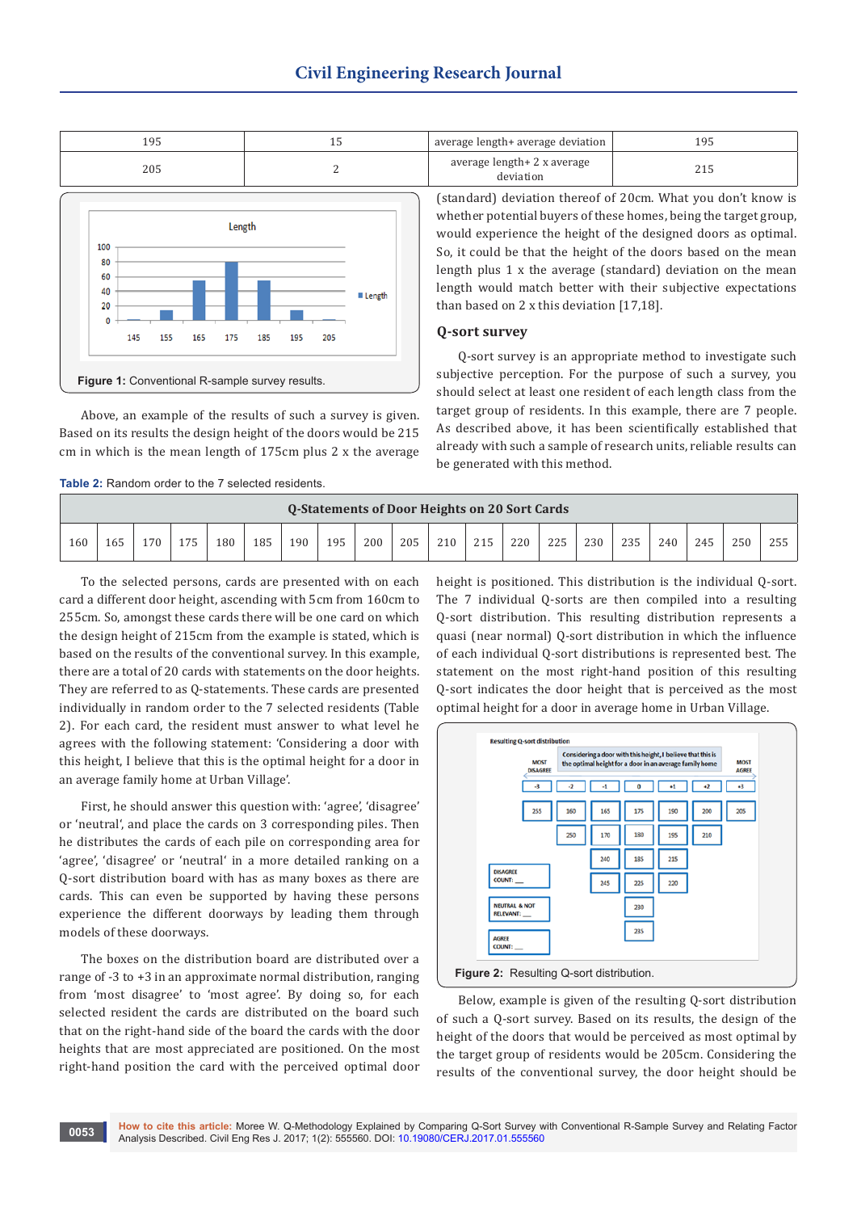| 195 | 15 | average length+ average deviation | 195 |
|---|---|---|---|
| 205 | 2 | average length+ 2 x average deviation | 215 |

Figure 1: Conventional R-sample survey results.

Above, an example of the results of such a survey is given. Based on its results the design height of the doors would be 215 cm in which is the mean length of 175cm plus 2 x the average (standard) deviation thereof of 20cm. What you don't know is whether potential buyers of these homes, being the target group, would experience the height of the designed doors as optimal. So, it could be that the height of the doors based on the mean length plus 1 x the average (standard) deviation on the mean length would match better with their subjective expectations than based on 2 x this deviation [17,18].

## Q-sort survey

Q-sort survey is an appropriate method to investigate such subjective perception. For the purpose of such a survey, you should select at least one resident of each length class from the target group of residents. In this example, there are 7 people. As described above, it has been scientifically established that already with such a sample of research units, reliable results can be generated with this method.

**Table 2:** Random order to the 7 selected residents.

| Q-Statements of Door Heights on 20 Sort Cards | | | | | | | | | | | | | | | | | | | |
|---|---|---|---|---|---|---|---|---|---|---|---|---|---|---|---|---|---|---|---|
| 160 | 165 | 170 | 175 | 180 | 185 | 190 | 195 | 200 | 205 | 210 | 215 | 220 | 225 | 230 | 235 | 240 | 245 | 250 | 255 |

To the selected persons, cards are presented with on each card a different door height, ascending with 5cm from 160cm to 255cm. So, amongst these cards there will be one card on which the design height of 215cm from the example is stated, which is based on the results of the conventional survey. In this example, there are a total of 20 cards with statements on the door heights. They are referred to as Q-statements. These cards are presented individually in random order to the 7 selected residents (Table 2). For each card, the resident must answer to what level he agrees with the following statement: 'Considering a door with this height, I believe that this is the optimal height for a door in an average family home at Urban Village'.

First, he should answer this question with: 'agree', 'disagree' or 'neutral', and place the cards on 3 corresponding piles. Then he distributes the cards of each pile on 'agree', 'disagree' or 'neutral' in a more detailed ranking on a Q-sort distribution board with has as many boxes as there are cards. This can even be supported by having these persons experience the different doorways by leading them through models of these doorways.

The boxes on the distribution board are distributed over a range of -3 to +3 in an approximate normal distribution, ranging from 'most disagree' to 'most agree'. By doing so, for each selected resident the cards are distributed on the board such that on the right-hand side of the board the cards with the door heights that are most appreciated are positioned. On the most right-hand position the card with the perceived optimal door height is positioned. This distribution is the individual Q-sort. The 7 individual Q-sorts are then compiled into a resulting Q-sort distribution. This resulting distribution represents a quasi (near normal) Q-sort distribution in which the influence of each individual Q-sort distributions is represented best. The statement on the most right-hand position of this resulting Q-sort indicates the door height that is perceived as the most optimal height for a door in average home in Urban Village.

Figure 2: Resulting Q-sort distribution.

Below, example is given of the resulting Q-sort distribution of such a Q-sort survey. Based on its results, the design of the height of the doors that would be perceived as most optimal by the target group of residents would be 205cm. Considering the results of the conventional survey, the door height should be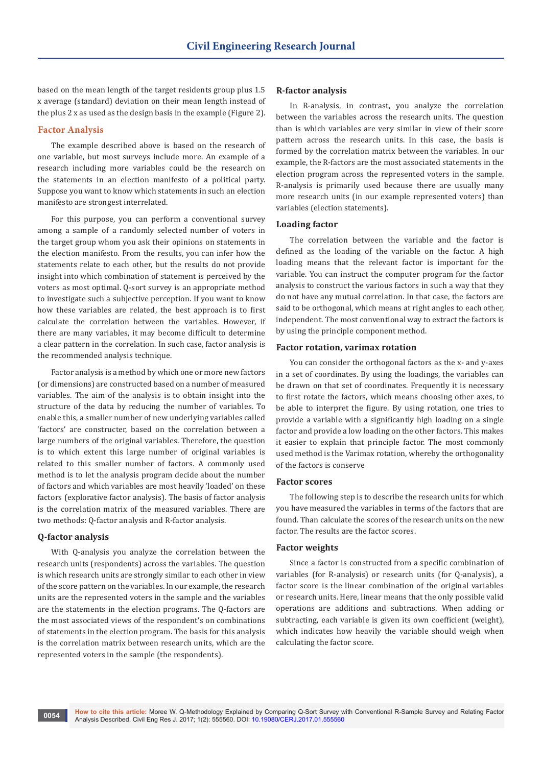based on the mean length of the target residents group plus 1.5 x average (standard) deviation on their mean length instead of the plus 2 x as used as the design basis in the example (Figure 2).

## Factor Analysis

The example described above is based on the research of one variable, but most surveys include more. An example of a research including more variables could be the research on the statements in an election manifesto of a political party. Suppose you want to know which statements in such an election manifesto are strongest interrelated.

For this purpose, you can perform a conventional survey among a sample of a randomly selected number of voters in the target group whom you ask their opinions on statements in the election manifesto. From the results, you can infer how the statements relate to each other, but the results do not provide insight into which combination of statement is perceived by the voters as most optimal. Q-sort survey is an appropriate method to investigate such a subjective perception. If you want to know how these variables are related, the best approach is to first calculate the correlation between the variables. However, if there are many variables, it may become difficult to determine a clear pattern in the correlation. In such case, factor analysis is the recommended analysis technique.

Factor analysis is a method by which one or more new factors (or dimensions) are constructed based on a number of measured variables. The aim of the analysis is to obtain insight into the structure of the data by reducing the number of variables. To enable this, a smaller number of new underlying variables called 'factors' are constructer, based on the correlation between a large numbers of the original variables. Therefore, the question is to which extent this large number of original variables is related to this smaller number of factors. A commonly used method is to let the analysis program decide about the number of factors and which variables are most heavily 'loaded' on these factors (explorative factor analysis). The basis of factor analysis is the correlation matrix of the measured variables. There are two methods: Q-factor analysis and R-factor analysis.

### Q-factor analysis

With Q-analysis you analyze the correlation between the research units (respondents) across the variables. The question is which research units are strongly similar to each other in view of the score pattern on the variables. In our example, the research units are the represented voters in the sample and the variables are the statements in the election programs. The Q-factors are the most associated views of the respondent's on combinations of statements in the election program. The basis for this analysis is the correlation matrix between research units, which are the represented voters in the sample (the respondents).

### R-factor analysis

In R-analysis, in contrast, you analyze the correlation between the variables across the research units. The question than is which variables are very similar in view of their score pattern across the research units. In this case, the basis is formed by the correlation matrix between the variables. In our example, the R-factors are the most associated statements in the election program across the represented voters in the sample. R-analysis is primarily used because there are usually many more research units (in our example represented voters) than variables (election statements).

### Loading factor

The correlation between the variable and the factor is defined as the loading of the variable on the factor. A high loading means that the relevant factor is important for the variable. You can instruct the computer program for the factor analysis to construct the various factors in such a way that they do not have any mutual correlation. In that case, the factors are said to be orthogonal, which means at right angles to each other, independent. The most conventional way to extract the factors is by using the principle component method.

### Factor rotation, varimax rotation

You can consider the orthogonal factors as the x- and y-axes in a set of coordinates. By using the loadings, the variables can be drawn on that set of coordinates. Frequently it is necessary to first rotate the factors, which means choosing other axes, to be able to interpret the figure. By using rotation, one tries to provide a variable with a significantly high loading on a single factor and provide a low loading on the other factors. This makes it easier to explain that principle factor. The most commonly used method is the Varimax rotation, whereby the orthogonality of the factors is conserve

### Factor scores

The following step is to describe the research units for which you have measured the variables in terms of the factors that are found. Than calculate the scores of the research units on the new factor. The results are the factor scores.

### Factor weights

Since a factor is constructed from a specific combination of variables (for R-analysis) or research units (for Q-analysis), a factor score is the linear combination of the original variables or research units. Here, linear means that the only possible valid operations are additions and subtractions. When adding or subtracting, each variable is given its own coefficient (weight), which indicates how heavily the variable should weigh when calculating the factor score.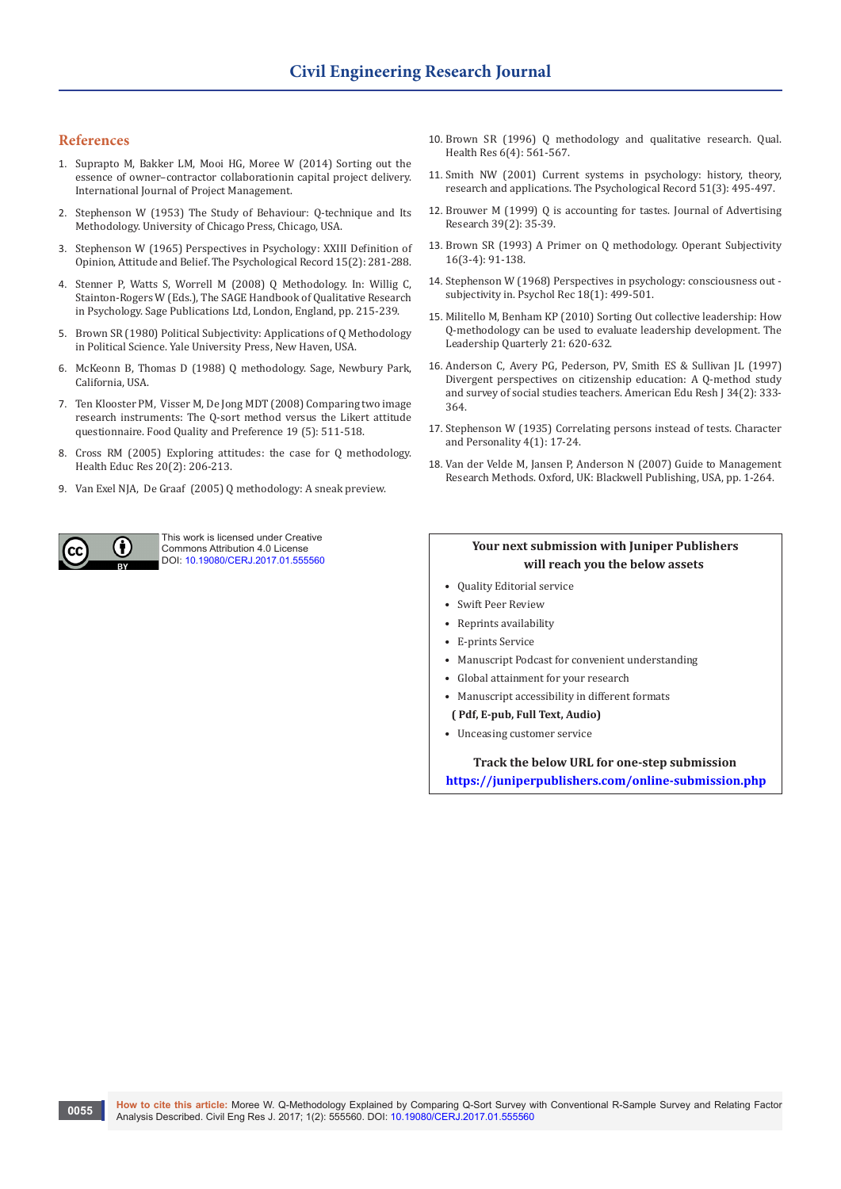## References

1. Suprapto M, Bakker LM, Mooi HG, Moree W (2014) Sorting out the essence of owner–contractor collaborationin capital project delivery. International Journal of Project Management.
2. Stephenson W (1953) The Study of Behaviour: Q-technique and Its Methodology. University of Chicago Press, Chicago, USA.
3. Stephenson W (1965) Perspectives in Psychology: XXIII Definition of Opinion, Attitude and Belief. The Psychological Record 15(2): 281-288.
4. Stenner P, Watts S, Worrell M (2008) Q Methodology. In: Willig C, Stainton-Rogers W (Eds.), The SAGE Handbook of Qualitative Research in Psychology. Sage Publications Ltd, London, England, pp. 215-239.
5. Brown SR (1980) Political Subjectivity: Applications of Q Methodology in Political Science. Yale University Press, New Haven, USA.
6. McKeonn B, Thomas D (1988) Q methodology. Sage, Newbury Park, California, USA.
7. Ten Klooster PM, Visser M, De Jong MDT (2008) Comparing two image research instruments: The Q-sort method versus the Likert attitude questionnaire. Food Quality and Preference 19 (5): 511-518.
8. Cross RM (2005) Exploring attitudes: the case for Q methodology. Health Educ Res 20(2): 206-213.
9. Van Exel NJA, De Graaf (2005) Q methodology: A sneak preview.
10. Brown SR (1996) Q methodology and qualitative research. Qual. Health Res 6(4): 561-567.
11. Smith NW (2001) Current systems in psychology: history, theory, research and applications. The Psychological Record 51(3): 495-497.
12. Brouwer M (1999) Q is accounting for tastes. Journal of Advertising Research 39(2): 35-39.
13. Brown SR (1993) A Primer on Q methodology. Operant Subjectivity 16(3-4): 91-138.
14. Stephenson W (1968) Perspectives in psychology: consciousness out - subjectivity in. Psychol Rec 18(1): 499-501.
15. Militello M, Benham KP (2010) Sorting Out collective leadership: How Q-methodology can be used to evaluate leadership development. The Leadership Quarterly 21: 620-632.
16. Anderson C, Avery PG, Pederson, PV, Smith ES & Sullivan JL (1997) Divergent perspectives on citizenship education: A Q-method study and survey of social studies teachers. American Edu Resh J 34(2): 333-364.
17. Stephenson W (1935) Correlating persons instead of tests. Character and Personality 4(1): 17-24.
18. Van der Velde M, Jansen P, Anderson N (2007) Guide to Management Research Methods. Oxford, UK: Blackwell Publishing, USA, pp. 1-264.

This work is licensed under Creative Commons Attribution 4.0 License
DOI: 10.19080/CERJ.2017.01.555560

**Your next submission with Juniper Publishers will reach you the below assets**

- Quality Editorial service
- Swift Peer Review
- Reprints availability
- E-prints Service
- Manuscript Podcast for convenient understanding
- Global attainment for your research
- Manuscript accessibility in different formats

  **( Pdf, E-pub, Full Text, Audio)**
- Unceasing customer service

**Track the below URL for one-step submission**
**https://juniperpublishers.com/online-submission.php**

**How to cite this article:** Moree W. Q-Methodology Explained by Comparing Q-Sort Survey with Conventional R-Sample Survey and Relating Factor Analysis Described. Civil Eng Res J. 2017; 1(2): 555560. DOI: 10.19080/CERJ.2017.01.555560